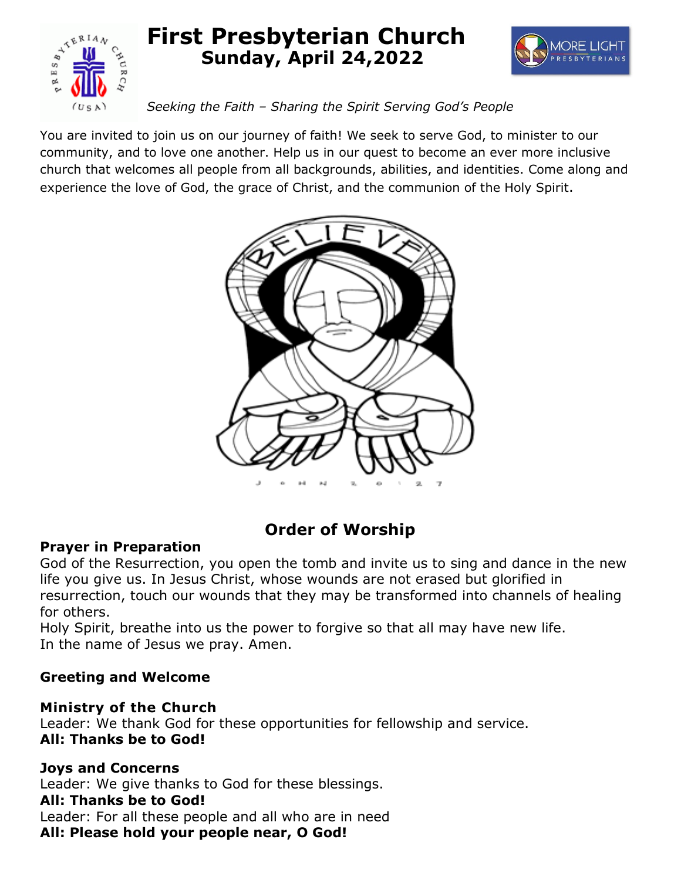# First Presbyterian Church
## Sunday, April 24,2022

*Seeking the Faith – Sharing the Spirit Serving God's People*

You are invited to join us on our journey of faith! We seek to serve God, to minister to our community, and to love one another. Help us in our quest to become an ever more inclusive church that welcomes all people from all backgrounds, abilities, and identities. Come along and experience the love of God, the grace of Christ, and the communion of the Holy Spirit.

## Order of Worship

**Prayer in Preparation**
God of the Resurrection, you open the tomb and invite us to sing and dance in the new life you give us. In Jesus Christ, whose wounds are not erased but glorified in resurrection, touch our wounds that they may be transformed into channels of healing for others.
Holy Spirit, breathe into us the power to forgive so that all may have new life.
In the name of Jesus we pray. Amen.

**Greeting and Welcome**

**Ministry of the Church**
Leader: We thank God for these opportunities for fellowship and service.
**All: Thanks be to God!**

**Joys and Concerns**
Leader: We give thanks to God for these blessings.
**All: Thanks be to God!**
Leader: For all these people and all who are in need
**All: Please hold your people near, O God!**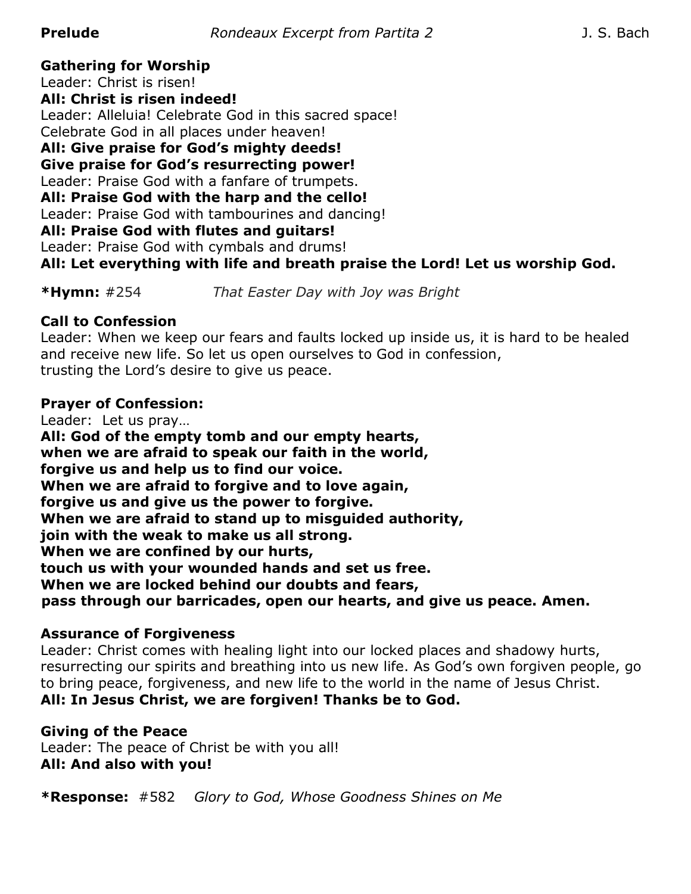**Prelude** *Rondeaux Excerpt from Partita 2* J. S. Bach

**Gathering for Worship**

Leader: Christ is risen!
**All: Christ is risen indeed!**
Leader: Alleluia! Celebrate God in this sacred space!
Celebrate God in all places under heaven!
**All: Give praise for God's mighty deeds!**
**Give praise for God's resurrecting power!**
Leader: Praise God with a fanfare of trumpets.
**All: Praise God with the harp and the cello!**
Leader: Praise God with tambourines and dancing!
**All: Praise God with flutes and guitars!**
Leader: Praise God with cymbals and drums!
**All: Let everything with life and breath praise the Lord! Let us worship God.**

***Hymn:** #254 *That Easter Day with Joy was Bright*

**Call to Confession**

Leader: When we keep our fears and faults locked up inside us, it is hard to be healed and receive new life. So let us open ourselves to God in confession,
trusting the Lord's desire to give us peace.

**Prayer of Confession:**

Leader: Let us pray…
**All: God of the empty tomb and our empty hearts,**
**when we are afraid to speak our faith in the world,**
**forgive us and help us to find our voice.**
**When we are afraid to forgive and to love again,**
**forgive us and give us the power to forgive.**
**When we are afraid to stand up to misguided authority,**
**join with the weak to make us all strong.**
**When we are confined by our hurts,**
**touch us with your wounded hands and set us free.**
**When we are locked behind our doubts and fears,**
**pass through our barricades, open our hearts, and give us peace. Amen.**

**Assurance of Forgiveness**

Leader: Christ comes with healing light into our locked places and shadowy hurts, resurrecting our spirits and breathing into us new life. As God's own forgiven people, go to bring peace, forgiveness, and new life to the world in the name of Jesus Christ.
**All: In Jesus Christ, we are forgiven! Thanks be to God.**

**Giving of the Peace**

Leader: The peace of Christ be with you all!
**All: And also with you!**

***Response:** #582 *Glory to God, Whose Goodness Shines on Me*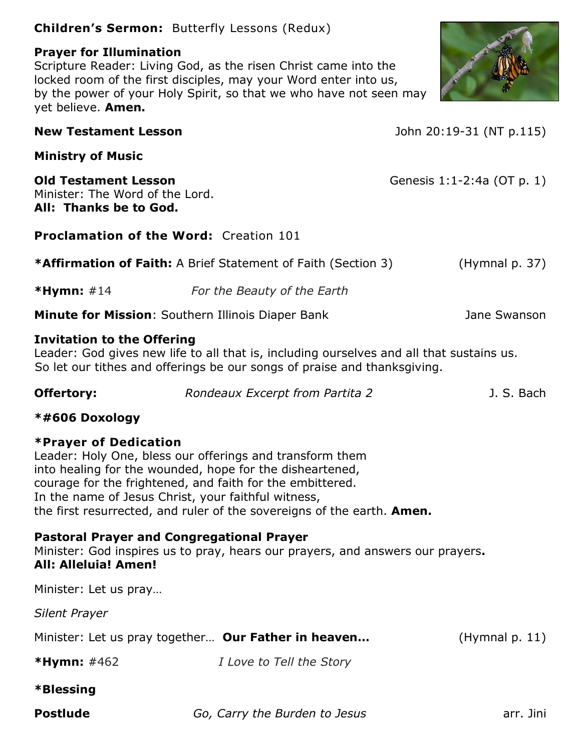**Children's Sermon:** Butterfly Lessons (Redux)

**Prayer for Illumination**
Scripture Reader: Living God, as the risen Christ came into the locked room of the first disciples, may your Word enter into us, by the power of your Holy Spirit, so that we who have not seen may yet believe. **Amen.**

**New Testament Lesson** John 20:19-31 (NT p.115)

**Ministry of Music**

**Old Testament Lesson** Genesis 1:1-2:4a (OT p. 1)
Minister: The Word of the Lord.
**All: Thanks be to God.**

**Proclamation of the Word:** Creation 101

***Affirmation of Faith:** A Brief Statement of Faith (Section 3) (Hymnal p. 37)

***Hymn:** #14 *For the Beauty of the Earth*

**Minute for Mission**: Southern Illinois Diaper Bank Jane Swanson

**Invitation to the Offering**
Leader: God gives new life to all that is, including ourselves and all that sustains us. So let our tithes and offerings be our songs of praise and thanksgiving.

**Offertory:** *Rondeaux Excerpt from Partita 2* J. S. Bach

***#606 Doxology**

***Prayer of Dedication**
Leader: Holy One, bless our offerings and transform them into healing for the wounded, hope for the disheartened, courage for the frightened, and faith for the embittered. In the name of Jesus Christ, your faithful witness, the first resurrected, and ruler of the sovereigns of the earth. **Amen.**

**Pastoral Prayer and Congregational Prayer**
Minister: God inspires us to pray, hears our prayers, and answers our prayers**.**
**All: Alleluia! Amen!**

Minister: Let us pray…

*Silent Prayer*

Minister: Let us pray together… **Our Father in heaven…** (Hymnal p. 11)

***Hymn:** #462 *I Love to Tell the Story*

***Blessing**

**Postlude** *Go, Carry the Burden to Jesus* arr. Jini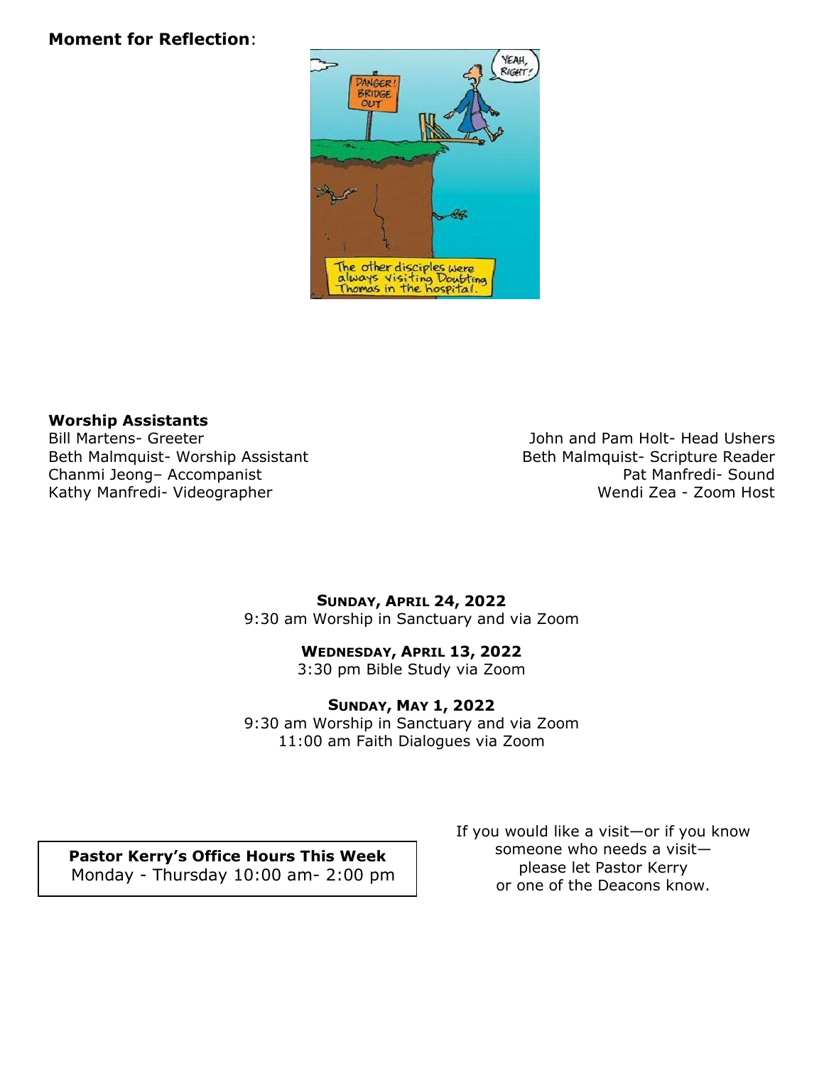**Moment for Reflection**:

**Worship Assistants**

Bill Martens- Greeter
Beth Malmquist- Worship Assistant
Chanmi Jeong– Accompanist
Kathy Manfredi- Videographer

John and Pam Holt- Head Ushers
Beth Malmquist- Scripture Reader
Pat Manfredi- Sound
Wendi Zea - Zoom Host

**SUNDAY, APRIL 24, 2022**
9:30 am Worship in Sanctuary and via Zoom

**WEDNESDAY, APRIL 13, 2022**
3:30 pm Bible Study via Zoom

**SUNDAY, MAY 1, 2022**
9:30 am Worship in Sanctuary and via Zoom
11:00 am Faith Dialogues via Zoom

**Pastor Kerry's Office Hours This Week**
Monday - Thursday 10:00 am- 2:00 pm

If you would like a visit—or if you know someone who needs a visit—please let Pastor Kerry or one of the Deacons know.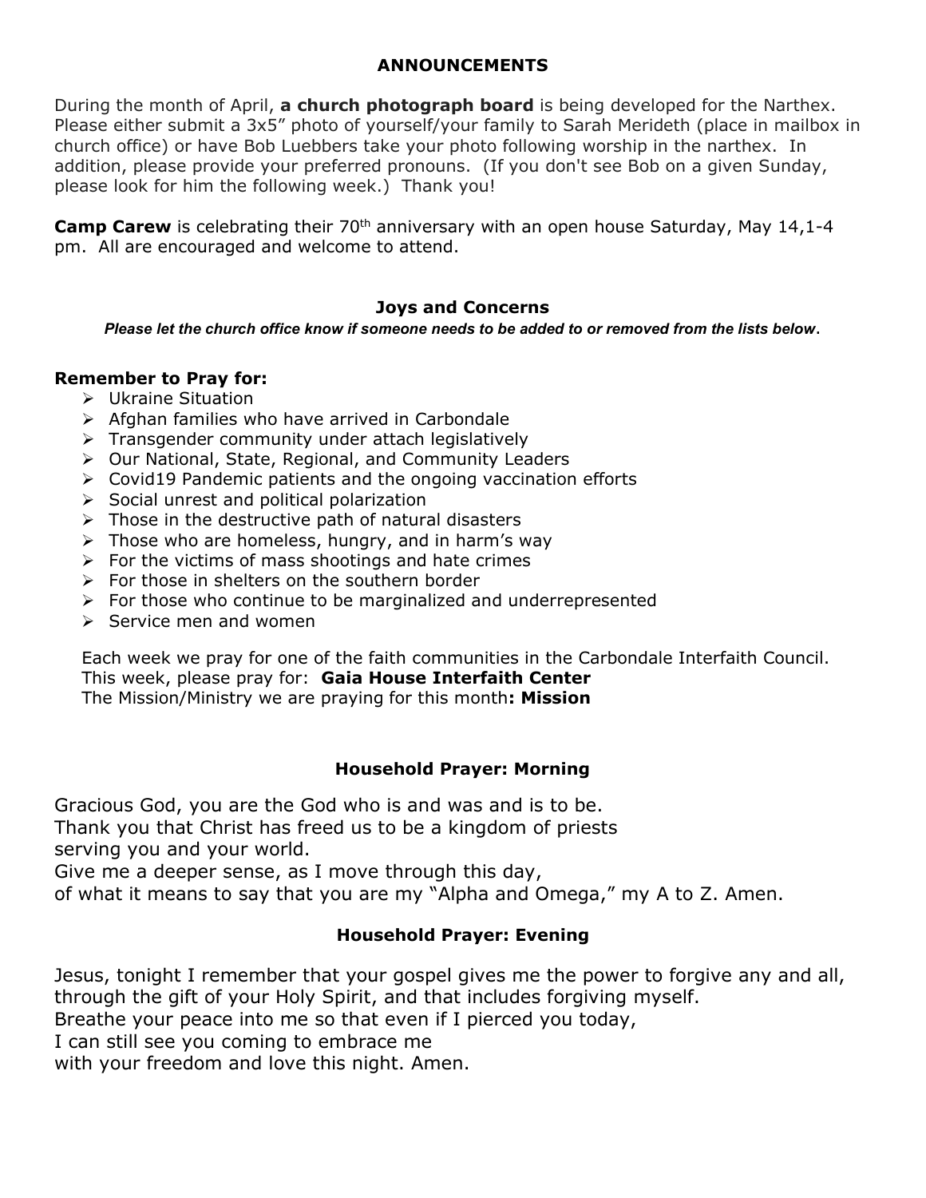## ANNOUNCEMENTS

During the month of April, **a church photograph board** is being developed for the Narthex. Please either submit a 3x5" photo of yourself/your family to Sarah Merideth (place in mailbox in church office) or have Bob Luebbers take your photo following worship in the narthex. In addition, please provide your preferred pronouns. (If you don't see Bob on a given Sunday, please look for him the following week.) Thank you!

**Camp Carew** is celebrating their 70th anniversary with an open house Saturday, May 14,1-4 pm. All are encouraged and welcome to attend.

### Joys and Concerns

***Please let the church office know if someone needs to be added to or removed from the lists below.***

**Remember to Pray for:**

- Ukraine Situation
- Afghan families who have arrived in Carbondale
- Transgender community under attach legislatively
- Our National, State, Regional, and Community Leaders
- Covid19 Pandemic patients and the ongoing vaccination efforts
- Social unrest and political polarization
- Those in the destructive path of natural disasters
- Those who are homeless, hungry, and in harm's way
- For the victims of mass shootings and hate crimes
- For those in shelters on the southern border
- For those who continue to be marginalized and underrepresented
- Service men and women

Each week we pray for one of the faith communities in the Carbondale Interfaith Council.
This week, please pray for: **Gaia House Interfaith Center**
The Mission/Ministry we are praying for this month**: Mission**

### Household Prayer: Morning

Gracious God, you are the God who is and was and is to be.
Thank you that Christ has freed us to be a kingdom of priests
serving you and your world.
Give me a deeper sense, as I move through this day,
of what it means to say that you are my "Alpha and Omega," my A to Z. Amen.

### Household Prayer: Evening

Jesus, tonight I remember that your gospel gives me the power to forgive any and all,
through the gift of your Holy Spirit, and that includes forgiving myself.
Breathe your peace into me so that even if I pierced you today,
I can still see you coming to embrace me
with your freedom and love this night. Amen.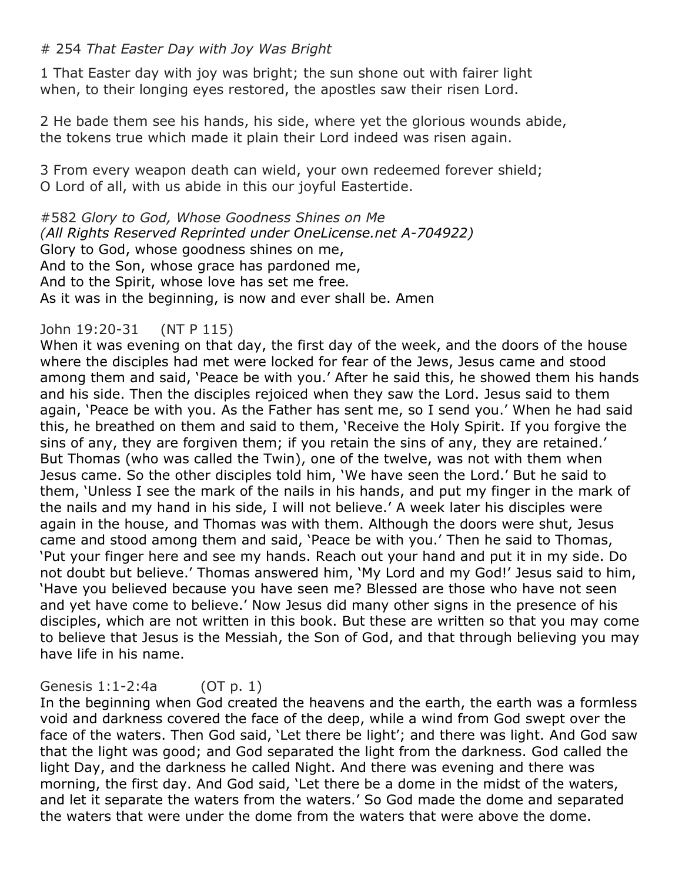\# 254 *That Easter Day with Joy Was Bright*

1 That Easter day with joy was bright; the sun shone out with fairer light
when, to their longing eyes restored, the apostles saw their risen Lord.

2 He bade them see his hands, his side, where yet the glorious wounds abide,
the tokens true which made it plain their Lord indeed was risen again.

3 From every weapon death can wield, your own redeemed forever shield;
O Lord of all, with us abide in this our joyful Eastertide.

#582 *Glory to God, Whose Goodness Shines on Me*
*(All Rights Reserved Reprinted under OneLicense.net A-704922)*
Glory to God, whose goodness shines on me,
And to the Son, whose grace has pardoned me,
And to the Spirit, whose love has set me free.
As it was in the beginning, is now and ever shall be. Amen

John 19:20-31 (NT P 115)
When it was evening on that day, the first day of the week, and the doors of the house where the disciples had met were locked for fear of the Jews, Jesus came and stood among them and said, 'Peace be with you.' After he said this, he showed them his hands and his side. Then the disciples rejoiced when they saw the Lord. Jesus said to them again, 'Peace be with you. As the Father has sent me, so I send you.' When he had said this, he breathed on them and said to them, 'Receive the Holy Spirit. If you forgive the sins of any, they are forgiven them; if you retain the sins of any, they are retained.' But Thomas (who was called the Twin), one of the twelve, was not with them when Jesus came. So the other disciples told him, 'We have seen the Lord.' But he said to them, 'Unless I see the mark of the nails in his hands, and put my finger in the mark of the nails and my hand in his side, I will not believe.' A week later his disciples were again in the house, and Thomas was with them. Although the doors were shut, Jesus came and stood among them and said, 'Peace be with you.' Then he said to Thomas, 'Put your finger here and see my hands. Reach out your hand and put it in my side. Do not doubt but believe.' Thomas answered him, 'My Lord and my God!' Jesus said to him, 'Have you believed because you have seen me? Blessed are those who have not seen and yet have come to believe.' Now Jesus did many other signs in the presence of his disciples, which are not written in this book. But these are written so that you may come to believe that Jesus is the Messiah, the Son of God, and that through believing you may have life in his name.

Genesis 1:1-2:4a (OT p. 1)
In the beginning when God created the heavens and the earth, the earth was a formless void and darkness covered the face of the deep, while a wind from God swept over the face of the waters. Then God said, 'Let there be light'; and there was light. And God saw that the light was good; and God separated the light from the darkness. God called the light Day, and the darkness he called Night. And there was evening and there was morning, the first day. And God said, 'Let there be a dome in the midst of the waters, and let it separate the waters from the waters.' So God made the dome and separated the waters that were under the dome from the waters that were above the dome.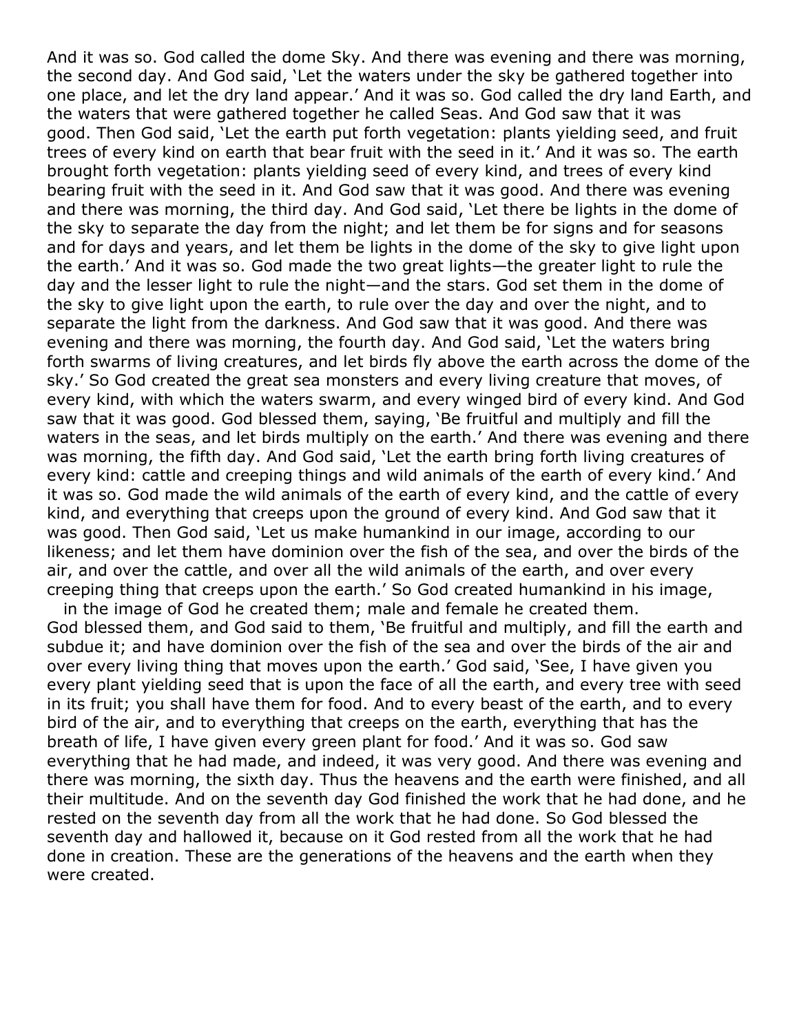And it was so. God called the dome Sky. And there was evening and there was morning, the second day. And God said, 'Let the waters under the sky be gathered together into one place, and let the dry land appear.' And it was so. God called the dry land Earth, and the waters that were gathered together he called Seas. And God saw that it was good. Then God said, 'Let the earth put forth vegetation: plants yielding seed, and fruit trees of every kind on earth that bear fruit with the seed in it.' And it was so. The earth brought forth vegetation: plants yielding seed of every kind, and trees of every kind bearing fruit with the seed in it. And God saw that it was good. And there was evening and there was morning, the third day. And God said, 'Let there be lights in the dome of the sky to separate the day from the night; and let them be for signs and for seasons and for days and years, and let them be lights in the dome of the sky to give light upon the earth.' And it was so. God made the two great lights—the greater light to rule the day and the lesser light to rule the night—and the stars. God set them in the dome of the sky to give light upon the earth, to rule over the day and over the night, and to separate the light from the darkness. And God saw that it was good. And there was evening and there was morning, the fourth day. And God said, 'Let the waters bring forth swarms of living creatures, and let birds fly above the earth across the dome of the sky.' So God created the great sea monsters and every living creature that moves, of every kind, with which the waters swarm, and every winged bird of every kind. And God saw that it was good. God blessed them, saying, 'Be fruitful and multiply and fill the waters in the seas, and let birds multiply on the earth.' And there was evening and there was morning, the fifth day. And God said, 'Let the earth bring forth living creatures of every kind: cattle and creeping things and wild animals of the earth of every kind.' And it was so. God made the wild animals of the earth of every kind, and the cattle of every kind, and everything that creeps upon the ground of every kind. And God saw that it was good. Then God said, 'Let us make humankind in our image, according to our likeness; and let them have dominion over the fish of the sea, and over the birds of the air, and over the cattle, and over all the wild animals of the earth, and over every creeping thing that creeps upon the earth.' So God created humankind in his image,
in the image of God he created them; male and female he created them.
God blessed them, and God said to them, 'Be fruitful and multiply, and fill the earth and subdue it; and have dominion over the fish of the sea and over the birds of the air and over every living thing that moves upon the earth.' God said, 'See, I have given you every plant yielding seed that is upon the face of all the earth, and every tree with seed in its fruit; you shall have them for food. And to every beast of the earth, and to every bird of the air, and to everything that creeps on the earth, everything that has the breath of life, I have given every green plant for food.' And it was so. God saw everything that he had made, and indeed, it was very good. And there was evening and there was morning, the sixth day. Thus the heavens and the earth were finished, and all their multitude. And on the seventh day God finished the work that he had done, and he rested on the seventh day from all the work that he had done. So God blessed the seventh day and hallowed it, because on it God rested from all the work that he had done in creation. These are the generations of the heavens and the earth when they were created.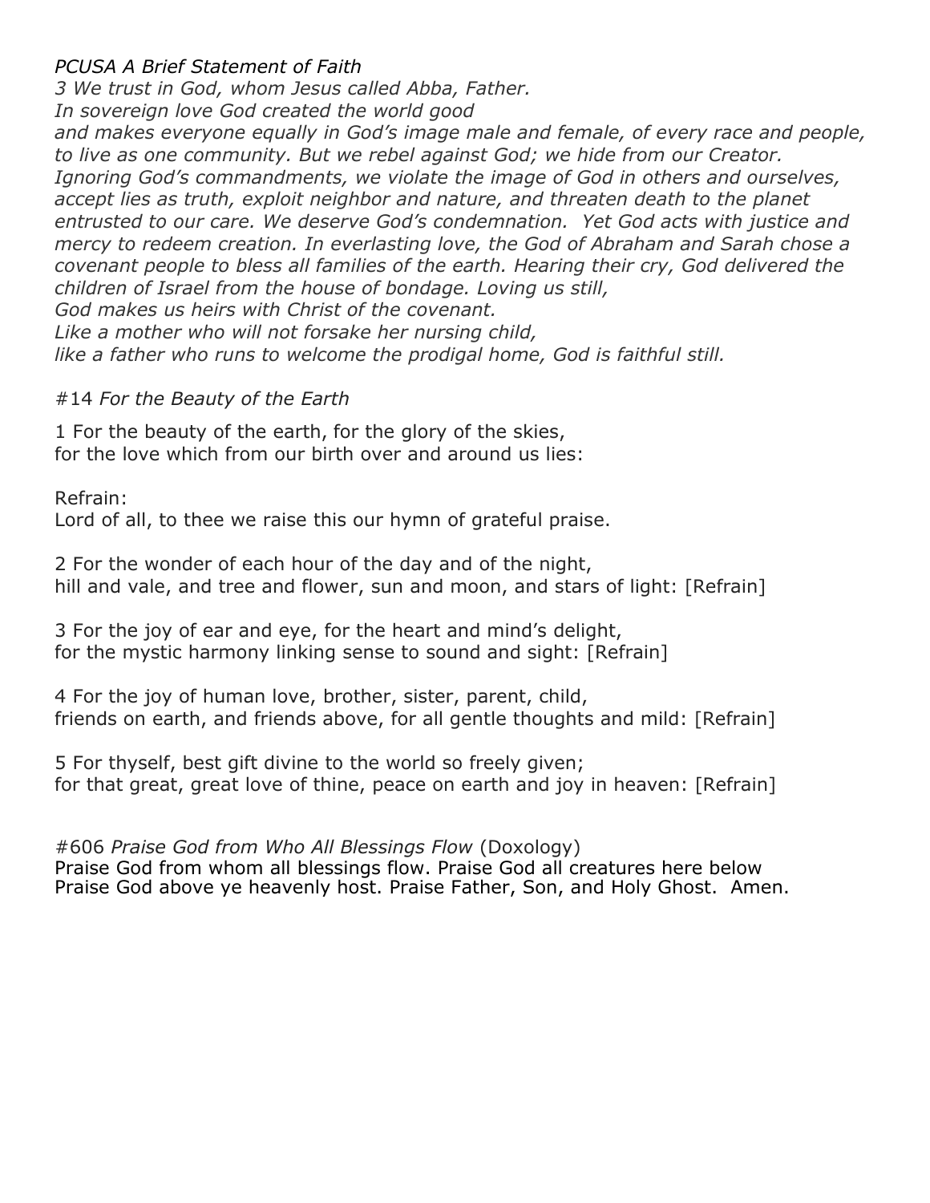*PCUSA A Brief Statement of Faith*

*3 We trust in God, whom Jesus called Abba, Father.*
*In sovereign love God created the world good*
*and makes everyone equally in God's image male and female, of every race and people, to live as one community. But we rebel against God; we hide from our Creator. Ignoring God's commandments, we violate the image of God in others and ourselves, accept lies as truth, exploit neighbor and nature, and threaten death to the planet entrusted to our care. We deserve God's condemnation. Yet God acts with justice and mercy to redeem creation. In everlasting love, the God of Abraham and Sarah chose a covenant people to bless all families of the earth. Hearing their cry, God delivered the children of Israel from the house of bondage. Loving us still,*
*God makes us heirs with Christ of the covenant.*
*Like a mother who will not forsake her nursing child,*
*like a father who runs to welcome the prodigal home, God is faithful still.*

#14 *For the Beauty of the Earth*

1 For the beauty of the earth, for the glory of the skies,
for the love which from our birth over and around us lies:

Refrain:
Lord of all, to thee we raise this our hymn of grateful praise.

2 For the wonder of each hour of the day and of the night,
hill and vale, and tree and flower, sun and moon, and stars of light: [Refrain]

3 For the joy of ear and eye, for the heart and mind's delight,
for the mystic harmony linking sense to sound and sight: [Refrain]

4 For the joy of human love, brother, sister, parent, child,
friends on earth, and friends above, for all gentle thoughts and mild: [Refrain]

5 For thyself, best gift divine to the world so freely given;
for that great, great love of thine, peace on earth and joy in heaven: [Refrain]

#606 *Praise God from Who All Blessings Flow* (Doxology)
Praise God from whom all blessings flow. Praise God all creatures here below
Praise God above ye heavenly host. Praise Father, Son, and Holy Ghost. Amen.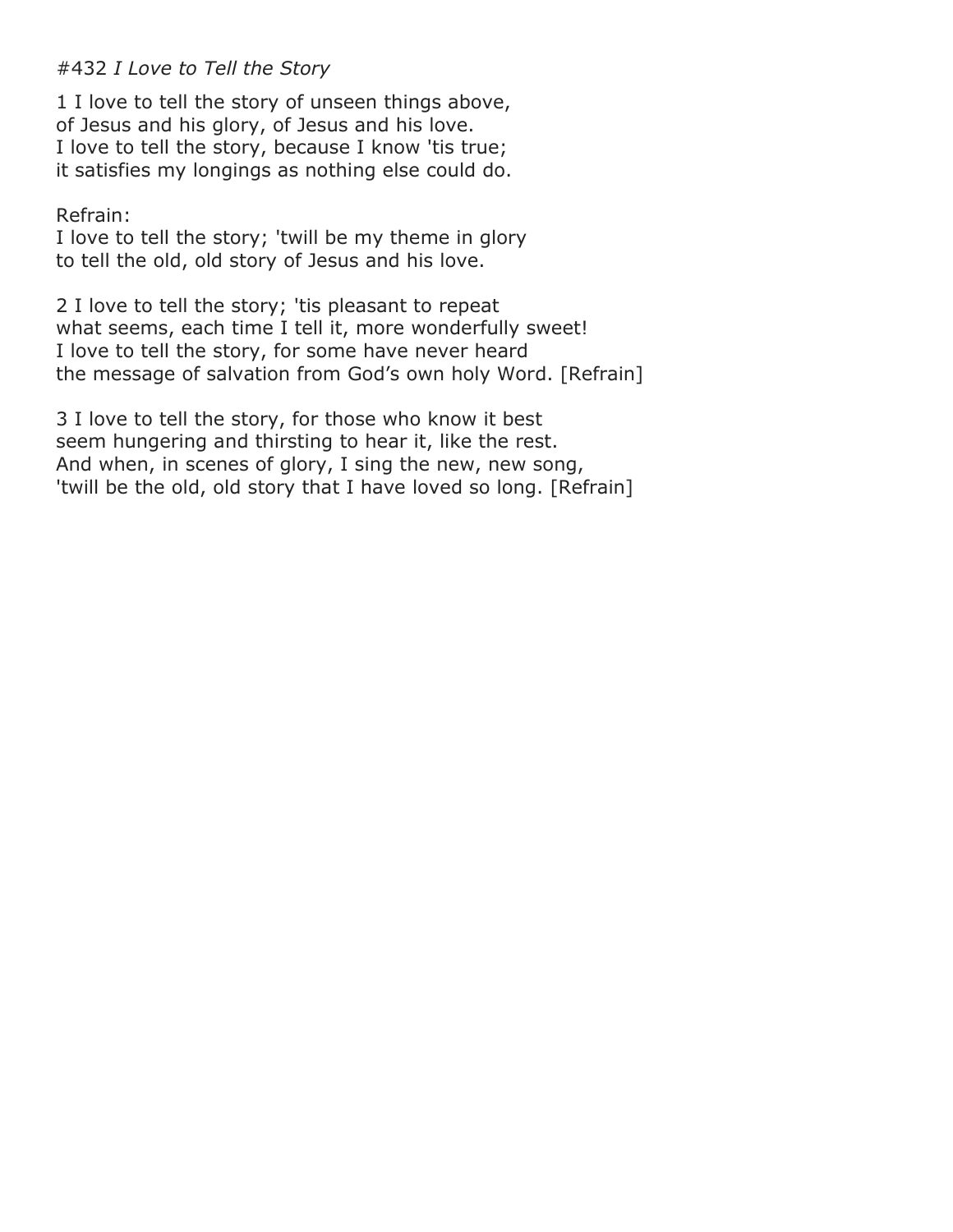#432 *I Love to Tell the Story*

1 I love to tell the story of unseen things above,
of Jesus and his glory, of Jesus and his love.
I love to tell the story, because I know 'tis true;
it satisfies my longings as nothing else could do.

Refrain:
I love to tell the story; 'twill be my theme in glory
to tell the old, old story of Jesus and his love.

2 I love to tell the story; 'tis pleasant to repeat
what seems, each time I tell it, more wonderfully sweet!
I love to tell the story, for some have never heard
the message of salvation from God's own holy Word. [Refrain]

3 I love to tell the story, for those who know it best
seem hungering and thirsting to hear it, like the rest.
And when, in scenes of glory, I sing the new, new song,
'twill be the old, old story that I have loved so long. [Refrain]